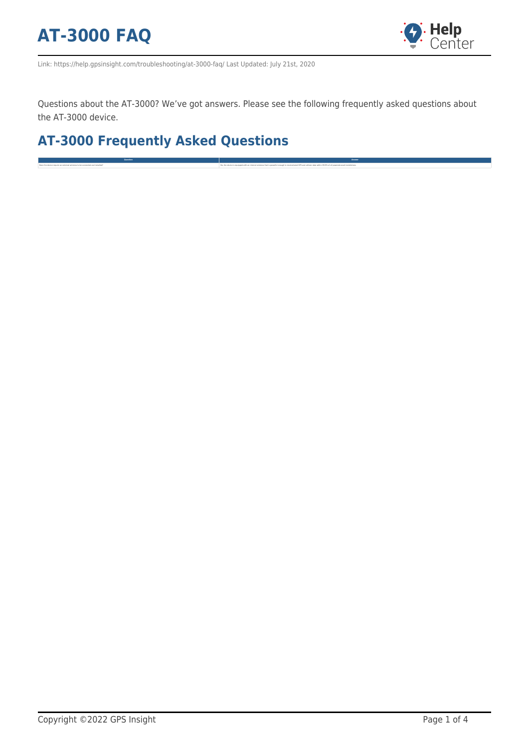# AT-3000 FAQ

Link: https://help.gpsinsight.com/troubleshooting/at-3000-faq/ Last Updated: July 21st, 2020

Questions about the AT-3000? We've got answers. Please see the following frequently asked questions about the AT-3000 device.

## AT-3000 Frequently Asked Questions

| Question | Answer |
| --- | --- |
| Does the device require an external antenna to be connected and installed? | No, the device is equipped with an internal antenna that is powerful enough to receive/send GPS and cellular data within 99.9% of all powered asset installations. |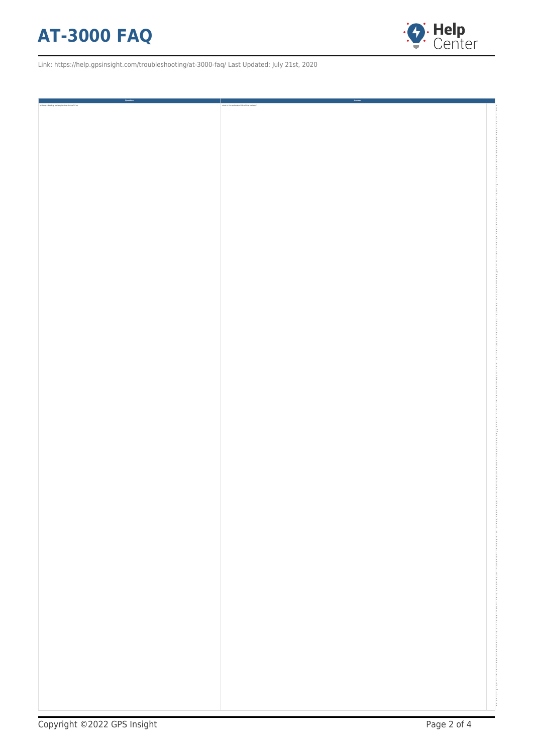| Question | Answer |
| --- | --- |
| Is there a backup battery for the device? If so | what is the estimated life of the battery? |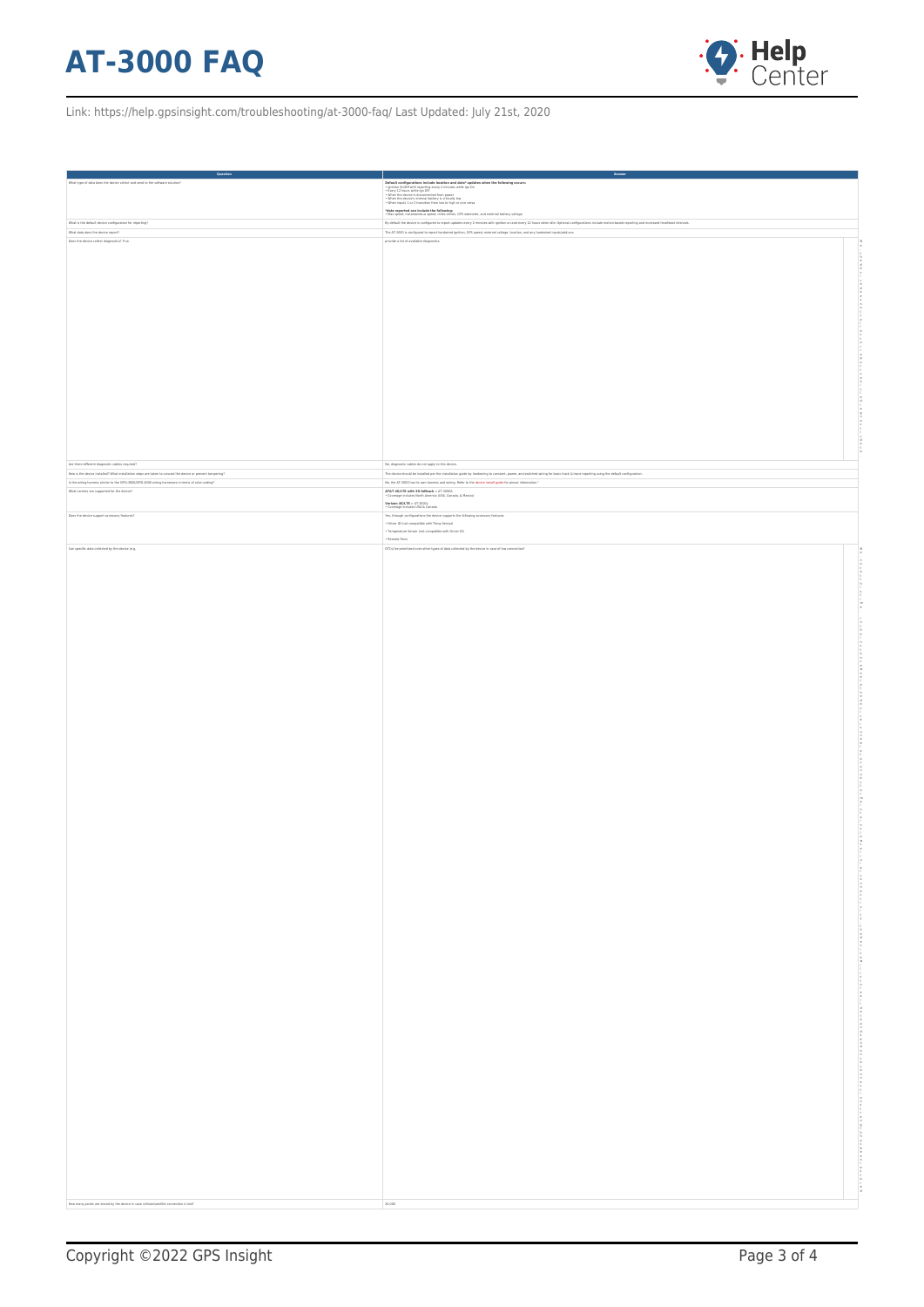# AT-3000 FAQ

Link: https://help.gpsinsight.com/troubleshooting/at-3000-faq/ Last Updated: July 21st, 2020

| Question | Answer |
| --- | --- |
| What type of data does the device collect and send to the software solution? | **Default configurations include location and data* updates when the following occurs:**<br>• Ignition On/Off with reporting every 2 minutes while Ign On<br>• Every 12 hours while Ign Off<br>• When the device is disconnected from power<br>• When the device's internal battery is critically low<br>• When inputs 1 or 2 transition from low to high or vice versa<br><br>***Data reported can include the following:**<br>• Max speed, instantaneous speed, miles driven, GPS odometer, and external battery voltage |
| What is the default device configuration for reporting? | By default the device is configured to report updates every 2 minutes with ignition on and every 12 hours when idle. Optional configurations include motion-based reporting and increased heartbeat intervals. |
| What data does the device report? | The AT-3000 is configured to report hardwired ignition, GPS speed, external voltage, location, and any hardwired inputs/outputs. |
| Does the device collect diagnostics? If so, | provide a list of available diagnostics. |
| Are there different diagnostic cables required? | No, diagnostic cables do not apply to this device. |
| How is the device installed? What installation steps are taken to conceal the device or prevent tampering? | The device should be installed per the installation guide by hardwiring to constant, power, and switched wiring for basic track & trace reporting using the default configuration. |
| Is the wiring harness similar to the GPSI-3900/3976-4000 wiring harnesses in terms of color coding? | No, the AT-3000 has its own harness and wiring. Refer to the device install guide for pinout information.* |
| What carriers are supported for the device? | **AT&T 4G/LTE with 3G fallback** = AT-3000A<br>• Coverage includes North America (USA, Canada, & Mexico)<br><br>**Verizon 4G/LTE** = AT-3000V<br>• Coverage includes USA & Canada |
| Does the device support accessory features? | Yes, through configurations the device supports the following accessory features:<br>• Driver ID (not compatible with Temp Sensor)<br>• Temperature Sensor (not compatible with Driver ID)<br>• Remote Panic |
| Can specific data collected by the device (e.g. | GPS) be prioritized over other types of data collected by the device in case of low connection? |
| How many points are stored by the device in case cellular/satellite connection is lost? | 30,000 |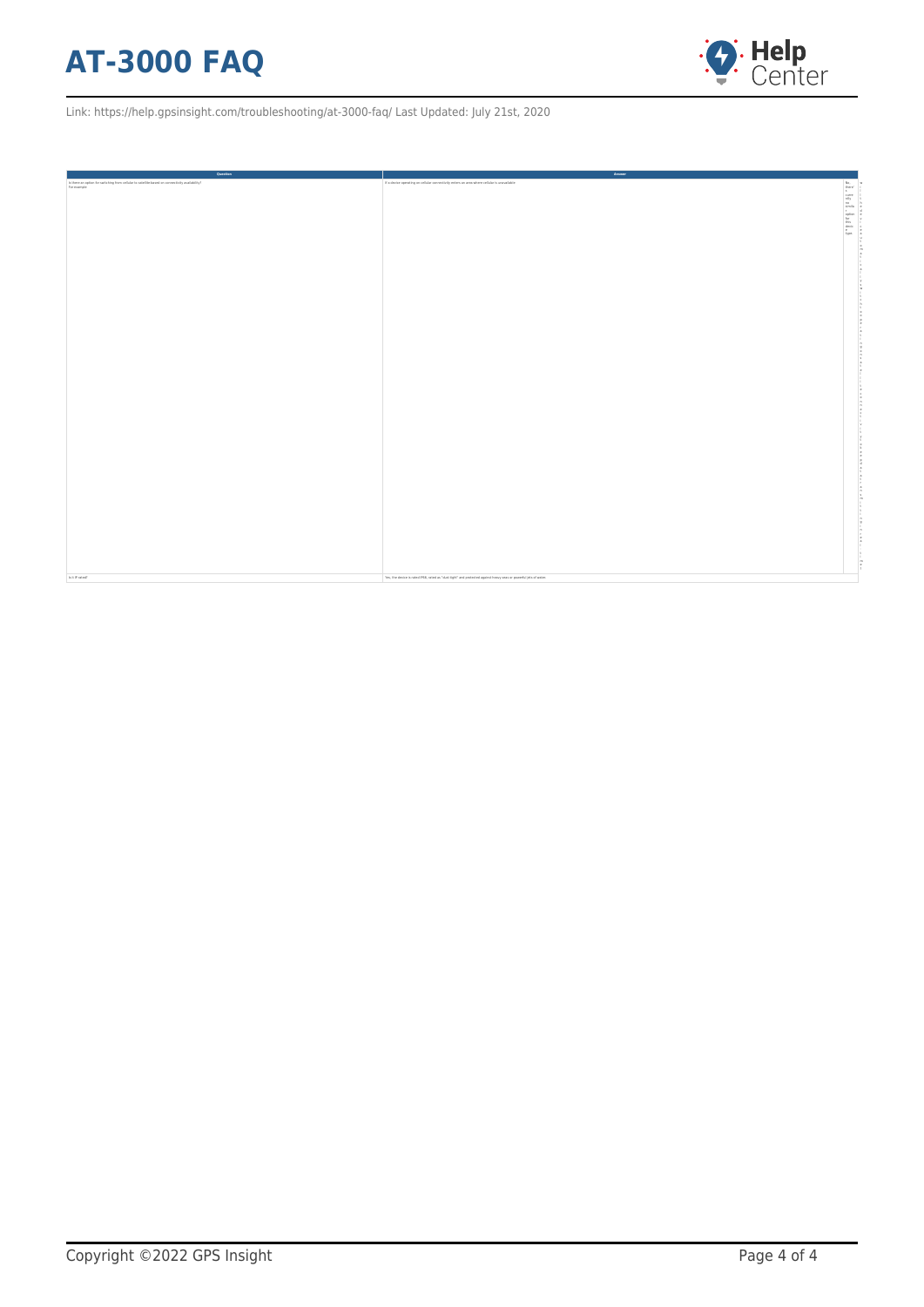| Question | Answer |
|---|---|
| Is there an option for switching from cellular to satellite based on connectivity availability? For example: | If a device operating on cellular connectivity enters an area where cellular is unavailable<br>No, there is currently no provider option for this device type. |
| Is it IP rated? | Yes, the device is rated IP68, rated as "dust tight" and protected against heavy seas or powerful jets of water. |